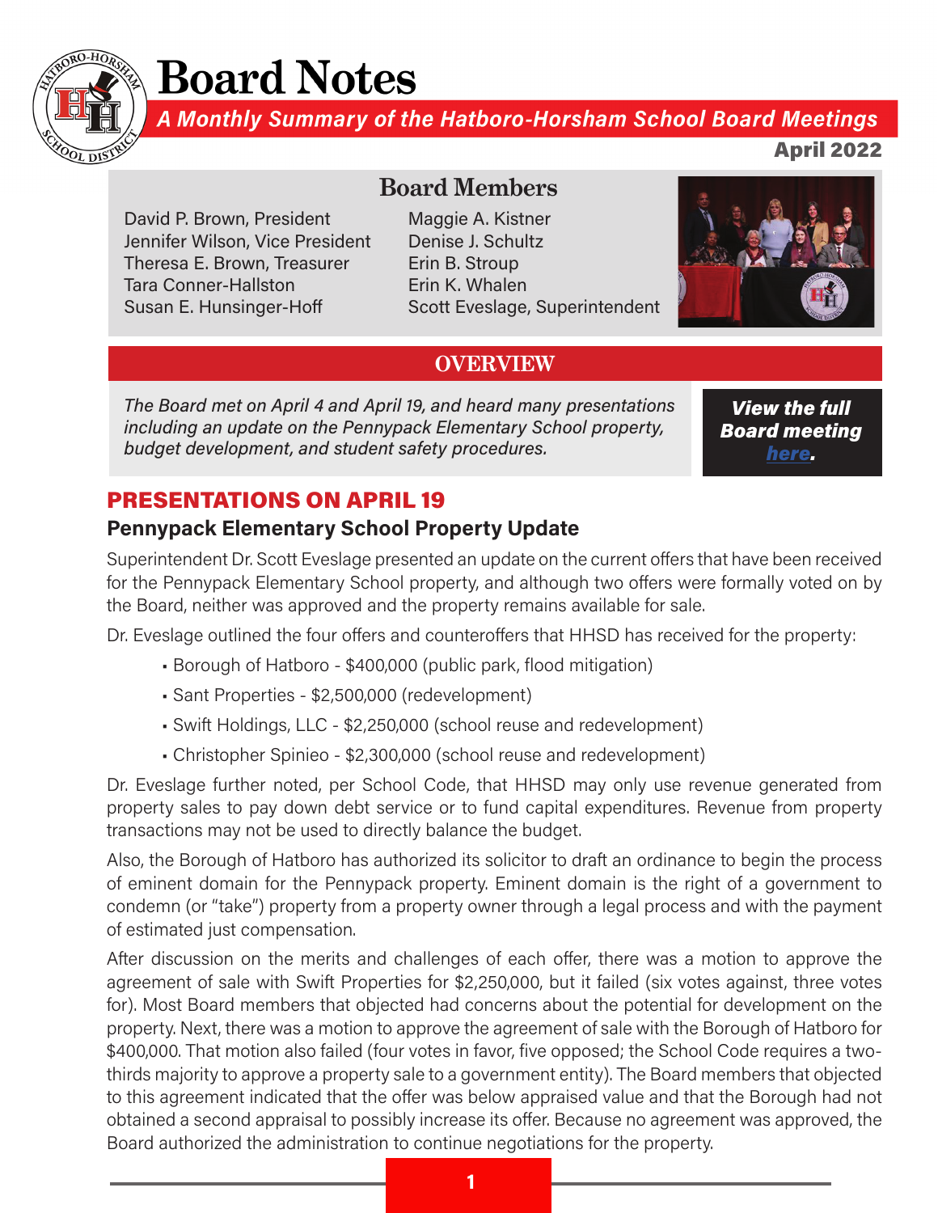# Board Notes

***A Monthly Summary of the Hatboro-Horsham School Board Meetings***

**April 2022**

## Board Members

David P. Brown, President
Jennifer Wilson, Vice President
Theresa E. Brown, Treasurer
Tara Conner-Hallston
Susan E. Hunsinger-Hoff
Maggie A. Kistner
Denise J. Schultz
Erin B. Stroup
Erin K. Whalen
Scott Eveslage, Superintendent

## OVERVIEW

*The Board met on April 4 and April 19, and heard many presentations including an update on the Pennypack Elementary School property, budget development, and student safety procedures.*

***View the full Board meeting here.***

## PRESENTATIONS ON APRIL 19

### Pennypack Elementary School Property Update

Superintendent Dr. Scott Eveslage presented an update on the current offers that have been received for the Pennypack Elementary School property, and although two offers were formally voted on by the Board, neither was approved and the property remains available for sale.

Dr. Eveslage outlined the four offers and counteroffers that HHSD has received for the property:

- Borough of Hatboro - $400,000 (public park, flood mitigation)
- Sant Properties - $2,500,000 (redevelopment)
- Swift Holdings, LLC - $2,250,000 (school reuse and redevelopment)
- Christopher Spinieo - $2,300,000 (school reuse and redevelopment)

Dr. Eveslage further noted, per School Code, that HHSD may only use revenue generated from property sales to pay down debt service or to fund capital expenditures. Revenue from property transactions may not be used to directly balance the budget.

Also, the Borough of Hatboro has authorized its solicitor to draft an ordinance to begin the process of eminent domain for the Pennypack property. Eminent domain is the right of a government to condemn (or "take") property from a property owner through a legal process and with the payment of estimated just compensation.

After discussion on the merits and challenges of each offer, there was a motion to approve the agreement of sale with Swift Properties for $2,250,000, but it failed (six votes against, three votes for). Most Board members that objected had concerns about the potential for development on the property. Next, there was a motion to approve the agreement of sale with the Borough of Hatboro for $400,000. That motion also failed (four votes in favor, five opposed; the School Code requires a two-thirds majority to approve a property sale to a government entity). The Board members that objected to this agreement indicated that the offer was below appraised value and that the Borough had not obtained a second appraisal to possibly increase its offer. Because no agreement was approved, the Board authorized the administration to continue negotiations for the property.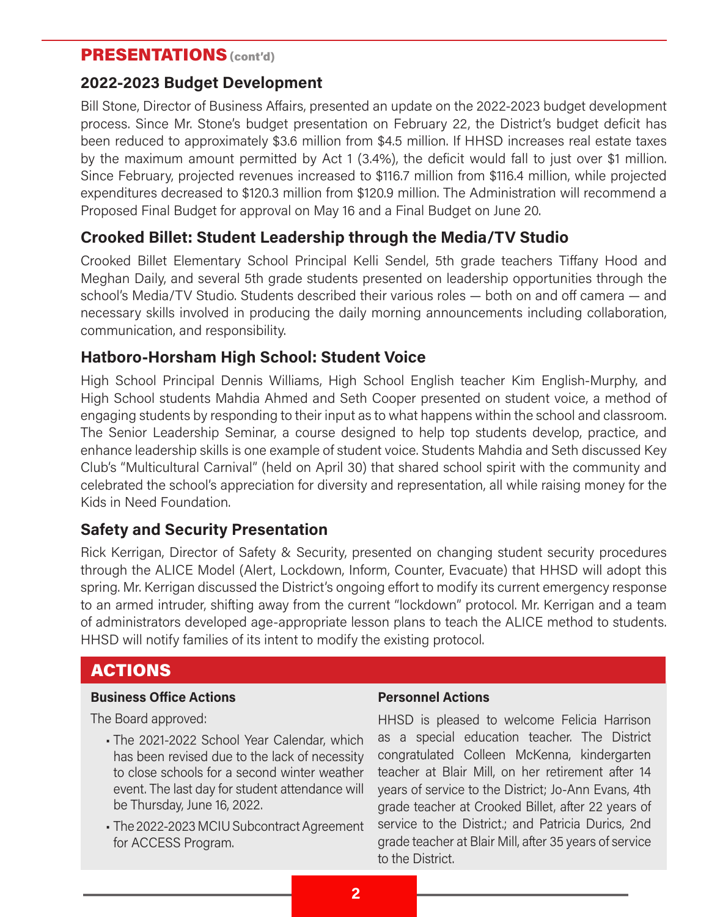## PRESENTATIONS (cont'd)

### 2022-2023 Budget Development

Bill Stone, Director of Business Affairs, presented an update on the 2022-2023 budget development process. Since Mr. Stone's budget presentation on February 22, the District's budget deficit has been reduced to approximately $3.6 million from $4.5 million. If HHSD increases real estate taxes by the maximum amount permitted by Act 1 (3.4%), the deficit would fall to just over $1 million. Since February, projected revenues increased to $116.7 million from $116.4 million, while projected expenditures decreased to $120.3 million from $120.9 million. The Administration will recommend a Proposed Final Budget for approval on May 16 and a Final Budget on June 20.

### Crooked Billet: Student Leadership through the Media/TV Studio

Crooked Billet Elementary School Principal Kelli Sendel, 5th grade teachers Tiffany Hood and Meghan Daily, and several 5th grade students presented on leadership opportunities through the school's Media/TV Studio. Students described their various roles — both on and off camera — and necessary skills involved in producing the daily morning announcements including collaboration, communication, and responsibility.

### Hatboro-Horsham High School: Student Voice

High School Principal Dennis Williams, High School English teacher Kim English-Murphy, and High School students Mahdia Ahmed and Seth Cooper presented on student voice, a method of engaging students by responding to their input as to what happens within the school and classroom. The Senior Leadership Seminar, a course designed to help top students develop, practice, and enhance leadership skills is one example of student voice. Students Mahdia and Seth discussed Key Club's "Multicultural Carnival" (held on April 30) that shared school spirit with the community and celebrated the school's appreciation for diversity and representation, all while raising money for the Kids in Need Foundation.

### Safety and Security Presentation

Rick Kerrigan, Director of Safety & Security, presented on changing student security procedures through the ALICE Model (Alert, Lockdown, Inform, Counter, Evacuate) that HHSD will adopt this spring. Mr. Kerrigan discussed the District's ongoing effort to modify its current emergency response to an armed intruder, shifting away from the current "lockdown" protocol. Mr. Kerrigan and a team of administrators developed age-appropriate lesson plans to teach the ALICE method to students. HHSD will notify families of its intent to modify the existing protocol.

## ACTIONS

### Business Office Actions

The Board approved:

- The 2021-2022 School Year Calendar, which has been revised due to the lack of necessity to close schools for a second winter weather event. The last day for student attendance will be Thursday, June 16, 2022.
- The 2022-2023 MCIU Subcontract Agreement for ACCESS Program.

### Personnel Actions

HHSD is pleased to welcome Felicia Harrison as a special education teacher. The District congratulated Colleen McKenna, kindergarten teacher at Blair Mill, on her retirement after 14 years of service to the District; Jo-Ann Evans, 4th grade teacher at Crooked Billet, after 22 years of service to the District.; and Patricia Durics, 2nd grade teacher at Blair Mill, after 35 years of service to the District.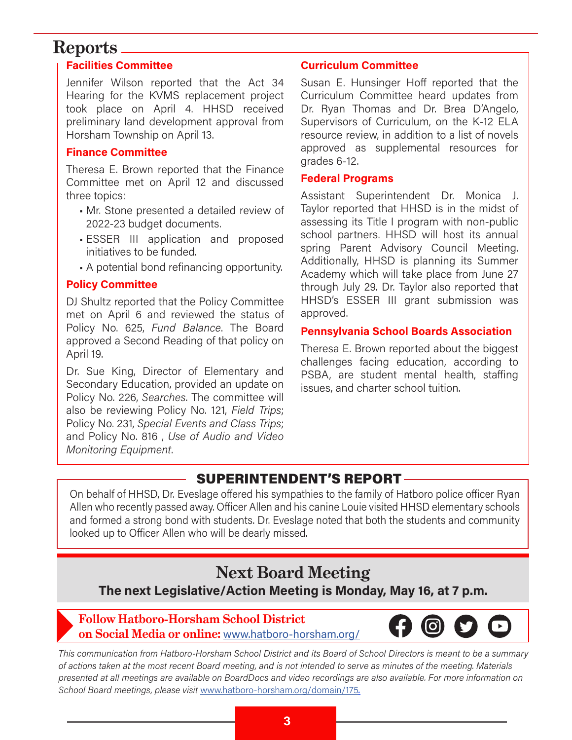# Reports

### Facilities Committee

Jennifer Wilson reported that the Act 34 Hearing for the KVMS replacement project took place on April 4. HHSD received preliminary land development approval from Horsham Township on April 13.

### Finance Committee

Theresa E. Brown reported that the Finance Committee met on April 12 and discussed three topics:

- Mr. Stone presented a detailed review of 2022-23 budget documents.
- ESSER III application and proposed initiatives to be funded.
- A potential bond refinancing opportunity.

### Policy Committee

DJ Shultz reported that the Policy Committee met on April 6 and reviewed the status of Policy No. 625, *Fund Balance*. The Board approved a Second Reading of that policy on April 19.

Dr. Sue King, Director of Elementary and Secondary Education, provided an update on Policy No. 226, *Searches*. The committee will also be reviewing Policy No. 121, *Field Trips*; Policy No. 231, *Special Events and Class Trips*; and Policy No. 816 , *Use of Audio and Video Monitoring Equipment*.

### Curriculum Committee

Susan E. Hunsinger Hoff reported that the Curriculum Committee heard updates from Dr. Ryan Thomas and Dr. Brea D'Angelo, Supervisors of Curriculum, on the K-12 ELA resource review, in addition to a list of novels approved as supplemental resources for grades 6-12.

### Federal Programs

Assistant Superintendent Dr. Monica J. Taylor reported that HHSD is in the midst of assessing its Title I program with non-public school partners. HHSD will host its annual spring Parent Advisory Council Meeting. Additionally, HHSD is planning its Summer Academy which will take place from June 27 through July 29. Dr. Taylor also reported that HHSD's ESSER III grant submission was approved.

### Pennsylvania School Boards Association

Theresa E. Brown reported about the biggest challenges facing education, according to PSBA, are student mental health, staffing issues, and charter school tuition.

## SUPERINTENDENT'S REPORT

On behalf of HHSD, Dr. Eveslage offered his sympathies to the family of Hatboro police officer Ryan Allen who recently passed away. Officer Allen and his canine Louie visited HHSD elementary schools and formed a strong bond with students. Dr. Eveslage noted that both the students and community looked up to Officer Allen who will be dearly missed.

## Next Board Meeting

**The next Legislative/Action Meeting is Monday, May 16, at 7 p.m.**

**Follow Hatboro-Horsham School District on Social Media or online:** www.hatboro-horsham.org/

*This communication from Hatboro-Horsham School District and its Board of School Directors is meant to be a summary of actions taken at the most recent Board meeting, and is not intended to serve as minutes of the meeting. Materials presented at all meetings are available on BoardDocs and video recordings are also available. For more information on School Board meetings, please visit* www.hatboro-horsham.org/domain/175.